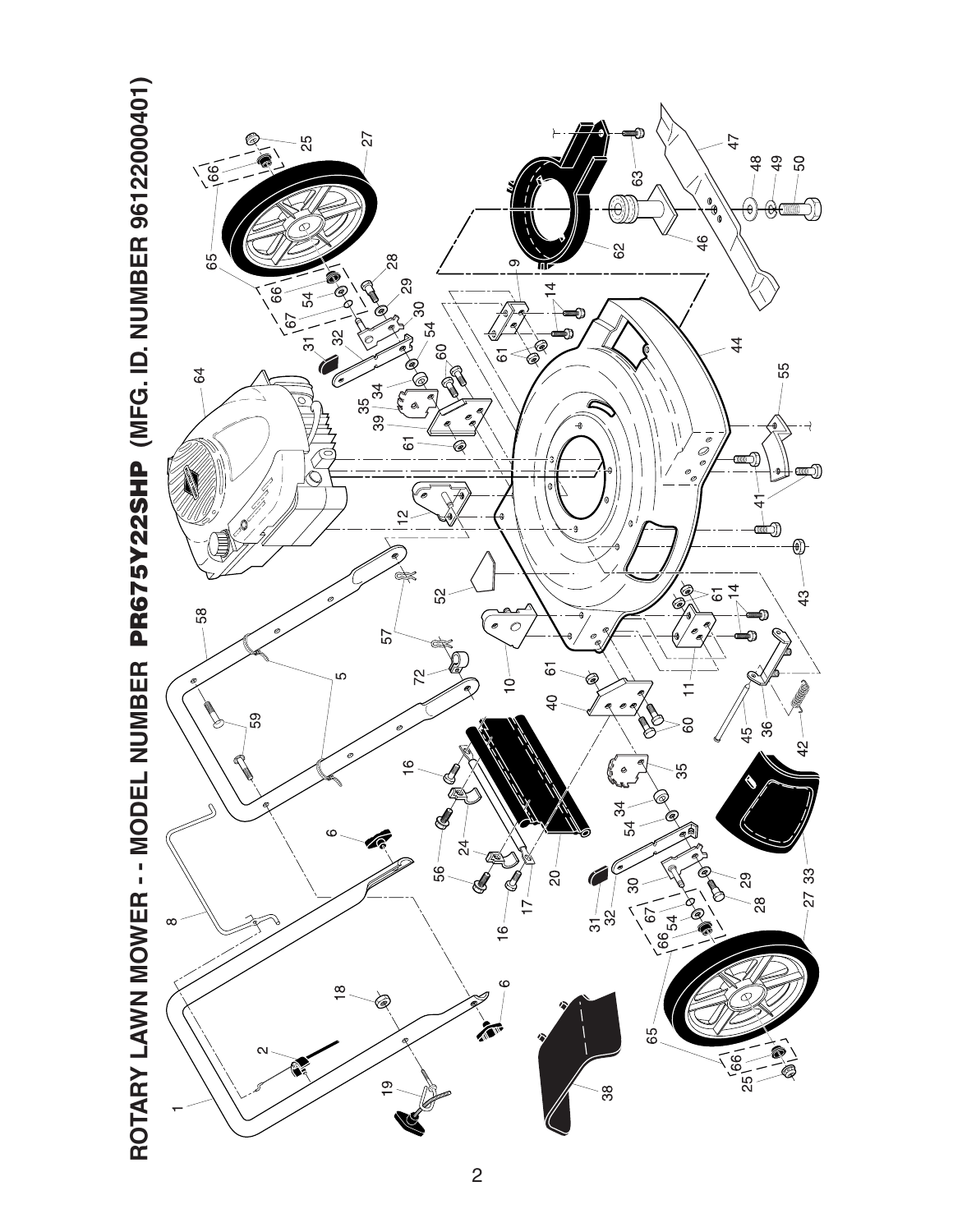# ROTARY LAWN MOWER - - MODEL NUMBER PR675Y22SHP (MFG. ID. NUMBER 96122000401)

1 2 5 6 8 9 10 11 12 14 16 17 18 19 20 24 25 27 28 29 30 31 32 33 34 35 36 38 39 40 41 42 43 44 45 46 47 48 49 50 52 54 55 56 57 58 59 60 61 62 63 64 65 66 67 72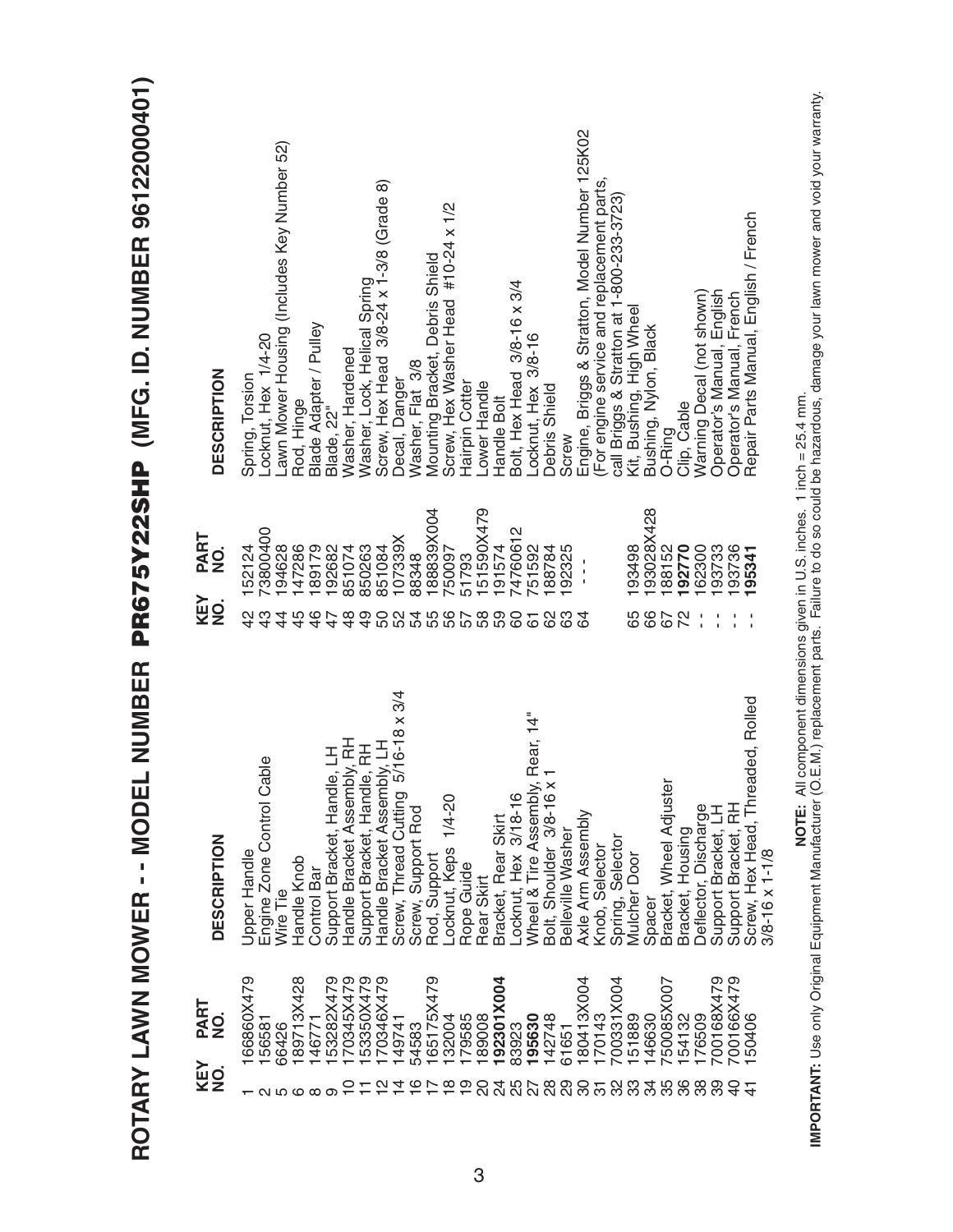# ROTARY LAWN MOWER - - MODEL NUMBER PR675Y22SHP (MFG. ID. NUMBER 96122000401)

| KEY NO. | PART NO. | DESCRIPTION |
|---|---|---|
| 1 | 166860X479 | Upper Handle |
| 2 | 156581 | Engine Zone Control Cable |
| 5 | 66426 | Wire Tie |
| 6 | 189713X428 | Handle Knob |
| 8 | 146771 | Control Bar |
| 9 | 153282X479 | Support Bracket, Handle, LH |
| 10 | 170345X479 | Handle Bracket Assembly, RH |
| 11 | 153350X479 | Support Bracket, Handle, RH |
| 12 | 170346X479 | Handle Bracket Assembly, LH |
| 14 | 149741 | Screw, Thread Cutting 5/16-18 x 3/4 |
| 16 | 54583 | Screw, Support Rod |
| 17 | 165175X479 | Rod, Support |
| 18 | 132004 | Locknut, Keps 1/4-20 |
| 19 | 179585 | Rope Guide |
| 20 | 189008 | Rear Skirt |
| 24 | **192301X004** | Bracket, Rear Skirt |
| 25 | 83923 | Locknut, Hex 3/18-16 |
| 27 | **195630** | Wheel & Tire Assembly, Rear, 14" |
| 28 | 142748 | Bolt, Shoulder 3/8-16 x 1 |
| 29 | 61651 | Belleville Washer |
| 30 | 180413X004 | Axle Arm Assembly |
| 31 | 170143 | Knob, Selector |
| 32 | 700331X004 | Spring, Selector |
| 33 | 151889 | Mulcher Door |
| 34 | 146630 | Spacer |
| 35 | 750085X007 | Bracket, Wheel Adjuster |
| 36 | 154132 | Bracket, Housing |
| 38 | 176509 | Deflector, Discharge |
| 39 | 700168X479 | Support Bracket, LH |
| 40 | 700166X479 | Support Bracket, RH |
| 41 | 150406 | Screw, Hex Head, Threaded, Rolled 3/8-16 x 1-1/8 |
| 42 | 152124 | Spring, Torsion |
| 43 | 73800400 | Locknut, Hex 1/4-20 |
| 44 | 194628 | Lawn Mower Housing (Includes Key Number 52) |
| 45 | 147286 | Rod, Hinge |
| 46 | 189179 | Blade Adapter / Pulley |
| 47 | 192682 | Blade, 22" |
| 48 | 851074 | Washer, Hardened |
| 49 | 850263 | Washer, Lock, Helical Spring |
| 50 | 851084 | Screw, Hex Head 3/8-24 x 1-3/8 (Grade 8) |
| 52 | 107339X | Decal, Danger |
| 54 | 88348 | Washer, Flat 3/8 |
| 55 | 188839X004 | Mounting Bracket, Debris Shield |
| 56 | 750097 | Screw, Hex Washer Head #10-24 x 1/2 |
| 57 | 51793 | Hairpin Cotter |
| 58 | 151590X479 | Lower Handle |
| 59 | 191574 | Handle Bolt |
| 60 | 74760612 | Bolt, Hex Head 3/8-16 x 3/4 |
| 61 | 751592 | Locknut, Hex 3/8-16 |
| 62 | 188784 | Debris Shield |
| 63 | 192325 | Screw |
| 64 | - - - | Engine, Briggs & Stratton, Model Number 125K02 (For engine service and replacement parts, call Briggs & Stratton at 1-800-233-3723) |
| 65 | 193498 | Kit, Bushing, High Wheel |
| 66 | 193028X428 | Bushing, Nylon, Black |
| 67 | 188152 | O-Ring |
| 72 | **192770** | Clip, Cable |
| - - | 162300 | Warning Decal (not shown) |
| - - | 193733 | Operator's Manual, English |
| - - | 193736 | Operator's Manual, French |
| - - | **195341** | Repair Parts Manual, English / French |

**NOTE:** All component dimensions given in U.S. inches. 1 inch = 25.4 mm.

**IMPORTANT:** Use only Original Equipment Manufacturer (O.E.M.) replacement parts. Failure to do so could be hazardous, damage your lawn mower and void your warranty.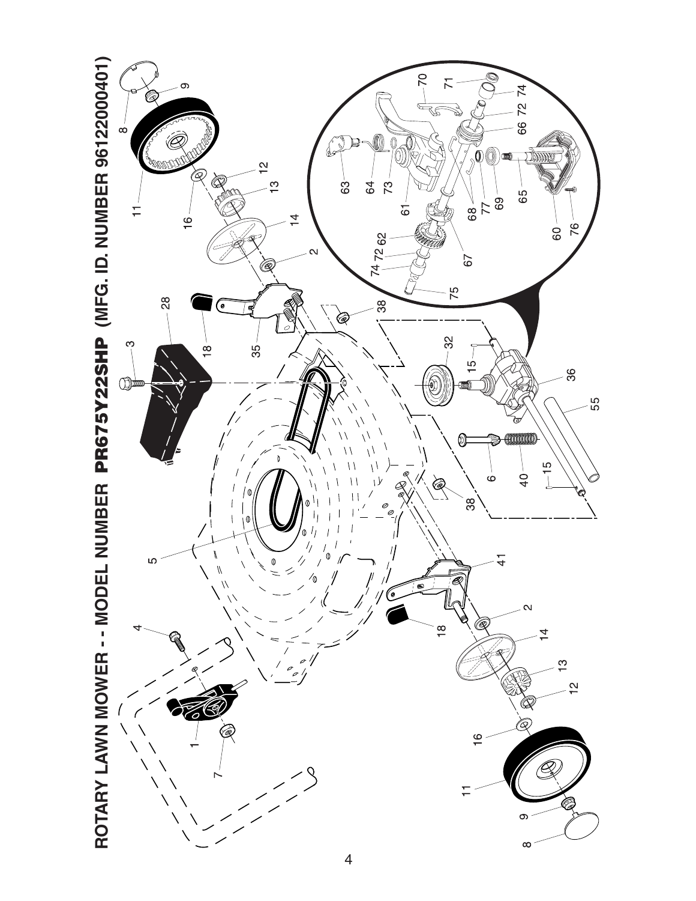# ROTARY LAWN MOWER - - MODEL NUMBER PR675Y22SHP (MFG. ID. NUMBER 96122000401)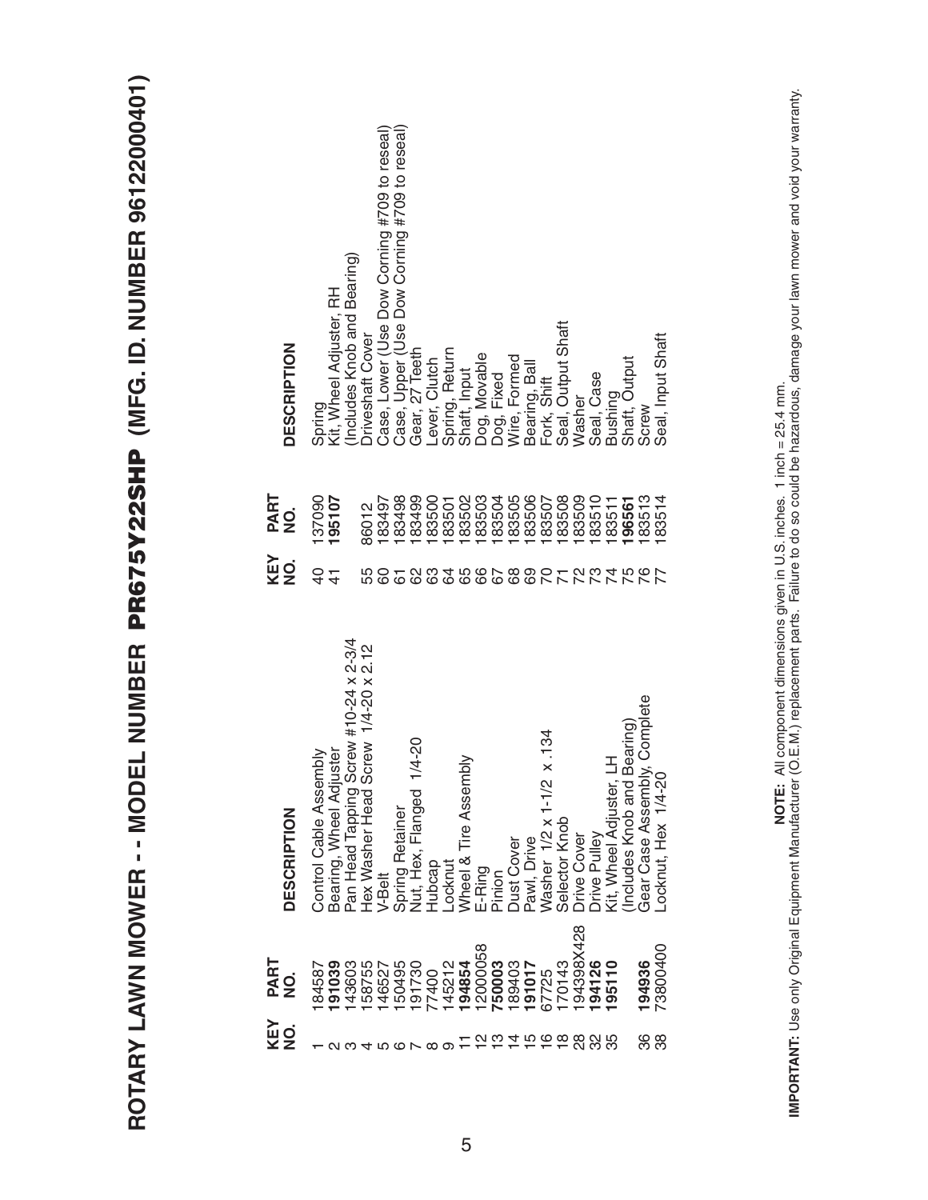# ROTARY LAWN MOWER - - MODEL NUMBER **PR675Y22SHP** (MFG. ID. NUMBER 96122000401)

| KEY NO. | PART NO. | DESCRIPTION |
|---|---|---|
| 1 | 184587 | Control Cable Assembly |
| 2 | **191039** | Bearing, Wheel Adjuster |
| 3 | 143603 | Pan Head Tapping Screw #10-24 x 2-3/4 |
| 4 | 158755 | Hex Washer Head Screw 1/4-20 x 2.12 |
| 5 | 146527 | V-Belt |
| 6 | 150495 | Spring Retainer |
| 7 | 191730 | Nut, Hex, Flanged 1/4-20 |
| 8 | 77400 | Hubcap |
| 9 | 145212 | Locknut |
| 11 | **194854** | Wheel & Tire Assembly |
| 12 | 12000058 | E-Ring |
| 13 | **750003** | Pinion |
| 14 | 189403 | Dust Cover |
| 15 | **191017** | Pawl, Drive |
| 16 | 67725 | Washer 1/2 x 1-1/2 x .134 |
| 18 | 170143 | Selector Knob |
| 28 | 194398X428 | Drive Cover |
| 32 | **194126** | Drive Pulley |
| 35 | **195110** | Kit, Wheel Adjuster, LH (Includes Knob and Bearing) |
| 36 | **194936** | Gear Case Assembly, Complete |
| 38 | 73800400 | Locknut, Hex 1/4-20 |
| 40 | 137090 | Spring |
| 41 | **195107** | Kit, Wheel Adjuster, RH (Includes Knob and Bearing) |
| 55 | 86012 | Driveshaft Cover |
| 60 | 183497 | Case, Lower (Use Dow Corning #709 to reseal) |
| 61 | 183498 | Case, Upper (Use Dow Corning #709 to reseal) |
| 62 | 183499 | Gear, 27 Teeth |
| 63 | 183500 | Lever, Clutch |
| 64 | 183501 | Spring, Return |
| 65 | 183502 | Shaft, Input |
| 66 | 183503 | Dog, Movable |
| 67 | 183504 | Dog, Fixed |
| 68 | 183505 | Wire, Formed |
| 69 | 183506 | Bearing, Ball |
| 70 | 183507 | Fork, Shift |
| 71 | 183508 | Seal, Output Shaft |
| 72 | 183509 | Washer |
| 73 | 183510 | Seal, Case |
| 74 | 183511 | Bushing |
| 75 | **196561** | Shaft, Output |
| 76 | 183513 | Screw |
| 77 | 183514 | Seal, Input Shaft |

**NOTE:** All component dimensions given in U.S. inches. 1 inch = 25.4 mm.

**IMPORTANT:** Use only Original Equipment Manufacturer (O.E.M.) replacement parts. Failure to do so could be hazardous, damage your lawn mower and void your warranty.